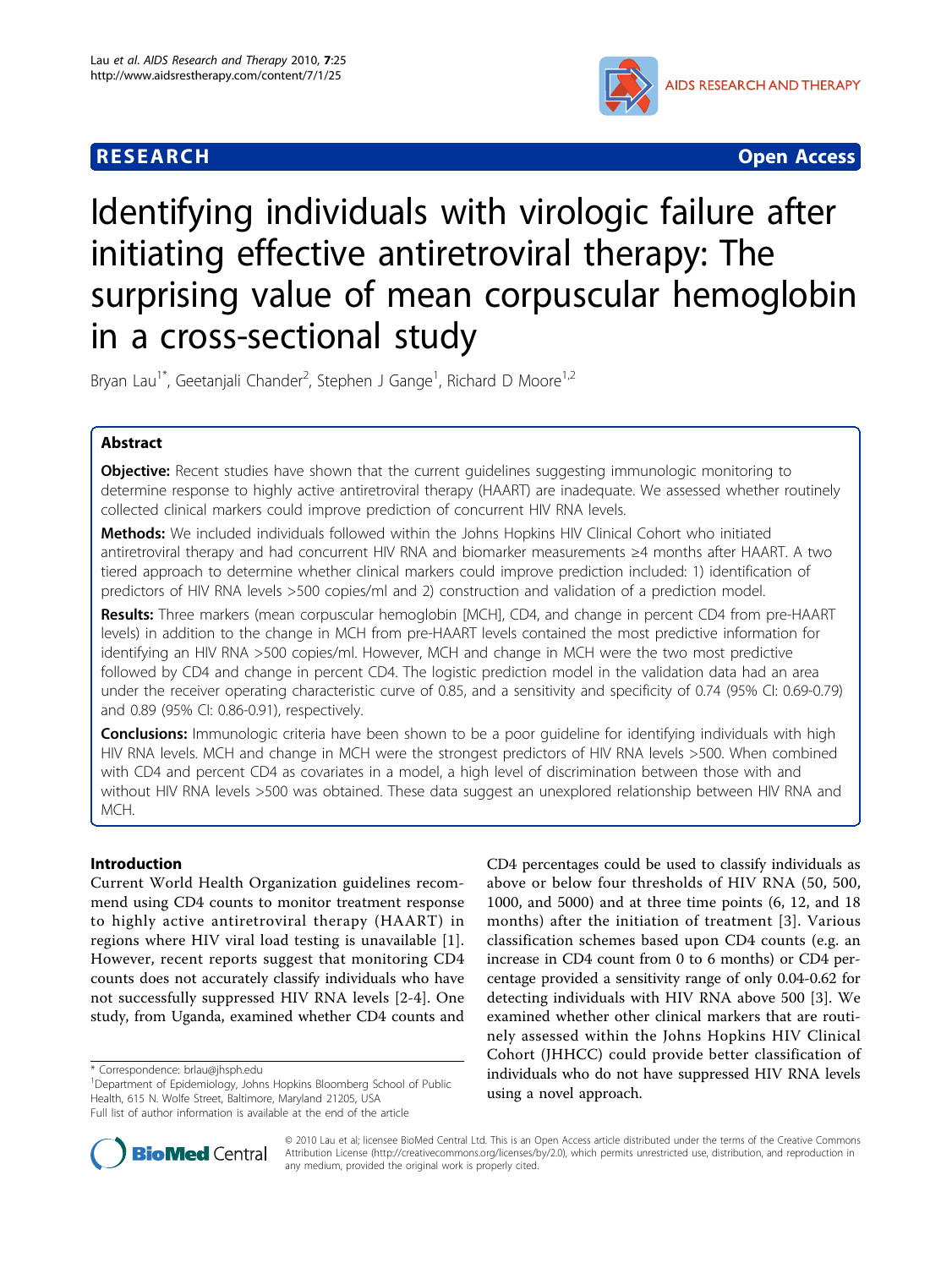**RESEARCH** **Open Access**

# Identifying individuals with virologic failure after initiating effective antiretroviral therapy: The surprising value of mean corpuscular hemoglobin in a cross-sectional study

Bryan Lau[1*], Geetanjali Chander[2], Stephen J Gange[1], Richard D Moore[1,2]

## Abstract

**Objective:** Recent studies have shown that the current guidelines suggesting immunologic monitoring to determine response to highly active antiretroviral therapy (HAART) are inadequate. We assessed whether routinely collected clinical markers could improve prediction of concurrent HIV RNA levels.

**Methods:** We included individuals followed within the Johns Hopkins HIV Clinical Cohort who initiated antiretroviral therapy and had concurrent HIV RNA and biomarker measurements ≥4 months after HAART. A two tiered approach to determine whether clinical markers could improve prediction included: 1) identification of predictors of HIV RNA levels >500 copies/ml and 2) construction and validation of a prediction model.

**Results:** Three markers (mean corpuscular hemoglobin [MCH], CD4, and change in percent CD4 from pre-HAART levels) in addition to the change in MCH from pre-HAART levels contained the most predictive information for identifying an HIV RNA >500 copies/ml. However, MCH and change in MCH were the two most predictive followed by CD4 and change in percent CD4. The logistic prediction model in the validation data had an area under the receiver operating characteristic curve of 0.85, and a sensitivity and specificity of 0.74 (95% CI: 0.69-0.79) and 0.89 (95% CI: 0.86-0.91), respectively.

**Conclusions:** Immunologic criteria have been shown to be a poor guideline for identifying individuals with high HIV RNA levels. MCH and change in MCH were the strongest predictors of HIV RNA levels >500. When combined with CD4 and percent CD4 as covariates in a model, a high level of discrimination between those with and without HIV RNA levels >500 was obtained. These data suggest an unexplored relationship between HIV RNA and MCH.

## Introduction

Current World Health Organization guidelines recommend using CD4 counts to monitor treatment response to highly active antiretroviral therapy (HAART) in regions where HIV viral load testing is unavailable [1]. However, recent reports suggest that monitoring CD4 counts does not accurately classify individuals who have not successfully suppressed HIV RNA levels [2-4]. One study, from Uganda, examined whether CD4 counts and CD4 percentages could be used to classify individuals as above or below four thresholds of HIV RNA (50, 500, 1000, and 5000) and at three time points (6, 12, and 18 months) after the initiation of treatment [3]. Various classification schemes based upon CD4 counts (e.g. an increase in CD4 count from 0 to 6 months) or CD4 percentage provided a sensitivity range of only 0.04-0.62 for detecting individuals with HIV RNA above 500 [3]. We examined whether other clinical markers that are routinely assessed within the Johns Hopkins HIV Clinical Cohort (JHHCC) could provide better classification of individuals who do not have suppressed HIV RNA levels using a novel approach.

\* Correspondence: brlau@jhsph.edu
[1]Department of Epidemiology, Johns Hopkins Bloomberg School of Public Health, 615 N. Wolfe Street, Baltimore, Maryland 21205, USA
Full list of author information is available at the end of the article

© 2010 Lau et al; licensee BioMed Central Ltd. This is an Open Access article distributed under the terms of the Creative Commons Attribution License (http://creativecommons.org/licenses/by/2.0), which permits unrestricted use, distribution, and reproduction in any medium, provided the original work is properly cited.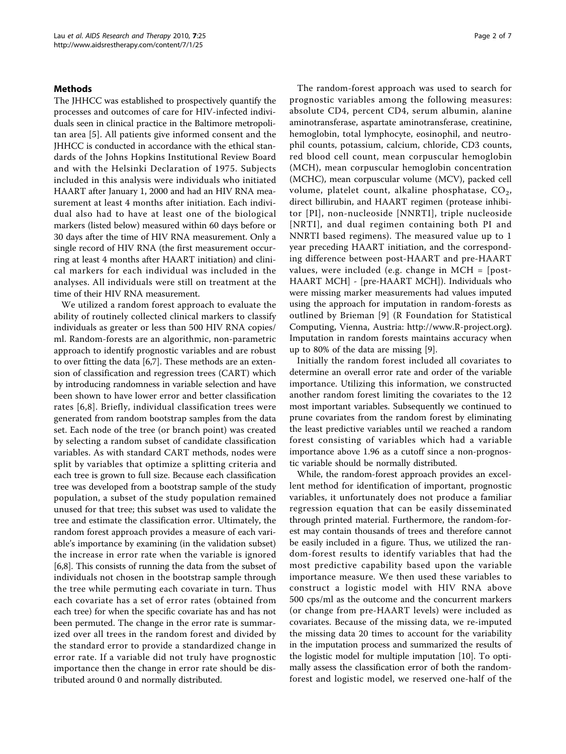## Methods

The JHHCC was established to prospectively quantify the processes and outcomes of care for HIV-infected individuals seen in clinical practice in the Baltimore metropolitan area [5]. All patients give informed consent and the JHHCC is conducted in accordance with the ethical standards of the Johns Hopkins Institutional Review Board and with the Helsinki Declaration of 1975. Subjects included in this analysis were individuals who initiated HAART after January 1, 2000 and had an HIV RNA measurement at least 4 months after initiation. Each individual also had to have at least one of the biological markers (listed below) measured within 60 days before or 30 days after the time of HIV RNA measurement. Only a single record of HIV RNA (the first measurement occurring at least 4 months after HAART initiation) and clinical markers for each individual was included in the analyses. All individuals were still on treatment at the time of their HIV RNA measurement.

We utilized a random forest approach to evaluate the ability of routinely collected clinical markers to classify individuals as greater or less than 500 HIV RNA copies/ml. Random-forests are an algorithmic, non-parametric approach to identify prognostic variables and are robust to over fitting the data [6,7]. These methods are an extension of classification and regression trees (CART) which by introducing randomness in variable selection and have been shown to have lower error and better classification rates [6,8]. Briefly, individual classification trees were generated from random bootstrap samples from the data set. Each node of the tree (or branch point) was created by selecting a random subset of candidate classification variables. As with standard CART methods, nodes were split by variables that optimize a splitting criteria and each tree is grown to full size. Because each classification tree was developed from a bootstrap sample of the study population, a subset of the study population remained unused for that tree; this subset was used to validate the tree and estimate the classification error. Ultimately, the random forest approach provides a measure of each variable's importance by examining (in the validation subset) the increase in error rate when the variable is ignored [6,8]. This consists of running the data from the subset of individuals not chosen in the bootstrap sample through the tree while permuting each covariate in turn. Thus each covariate has a set of error rates (obtained from each tree) for when the specific covariate has and has not been permuted. The change in the error rate is summarized over all trees in the random forest and divided by the standard error to provide a standardized change in error rate. If a variable did not truly have prognostic importance then the change in error rate should be distributed around 0 and normally distributed.

The random-forest approach was used to search for prognostic variables among the following measures: absolute CD4, percent CD4, serum albumin, alanine aminotransferase, aspartate aminotransferase, creatinine, hemoglobin, total lymphocyte, eosinophil, and neutrophil counts, potassium, calcium, chloride, CD3 counts, red blood cell count, mean corpuscular hemoglobin (MCH), mean corpuscular hemoglobin concentration (MCHC), mean corpuscular volume (MCV), packed cell volume, platelet count, alkaline phosphatase, $CO_2$, direct billirubin, and HAART regimen (protease inhibitor [PI], non-nucleoside [NNRTI], triple nucleoside [NRTI], and dual regimen containing both PI and NNRTI based regimens). The measured value up to 1 year preceding HAART initiation, and the corresponding difference between post-HAART and pre-HAART values, were included (e.g. change in MCH = [post-HAART MCH] - [pre-HAART MCH]). Individuals who were missing marker measurements had values imputed using the approach for imputation in random-forests as outlined by Brieman [9] (R Foundation for Statistical Computing, Vienna, Austria: http://www.R-project.org). Imputation in random forests maintains accuracy when up to 80% of the data are missing [9].

Initially the random forest included all covariates to determine an overall error rate and order of the variable importance. Utilizing this information, we constructed another random forest limiting the covariates to the 12 most important variables. Subsequently we continued to prune covariates from the random forest by eliminating the least predictive variables until we reached a random forest consisting of variables which had a variable importance above 1.96 as a cutoff since a non-prognostic variable should be normally distributed.

While, the random-forest approach provides an excellent method for identification of important, prognostic variables, it unfortunately does not produce a familiar regression equation that can be easily disseminated through printed material. Furthermore, the random-forest may contain thousands of trees and therefore cannot be easily included in a figure. Thus, we utilized the random-forest results to identify variables that had the most predictive capability based upon the variable importance measure. We then used these variables to construct a logistic model with HIV RNA above 500 cps/ml as the outcome and the concurrent markers (or change from pre-HAART levels) were included as covariates. Because of the missing data, we re-imputed the missing data 20 times to account for the variability in the imputation process and summarized the results of the logistic model for multiple imputation [10]. To optimally assess the classification error of both the random-forest and logistic model, we reserved one-half of the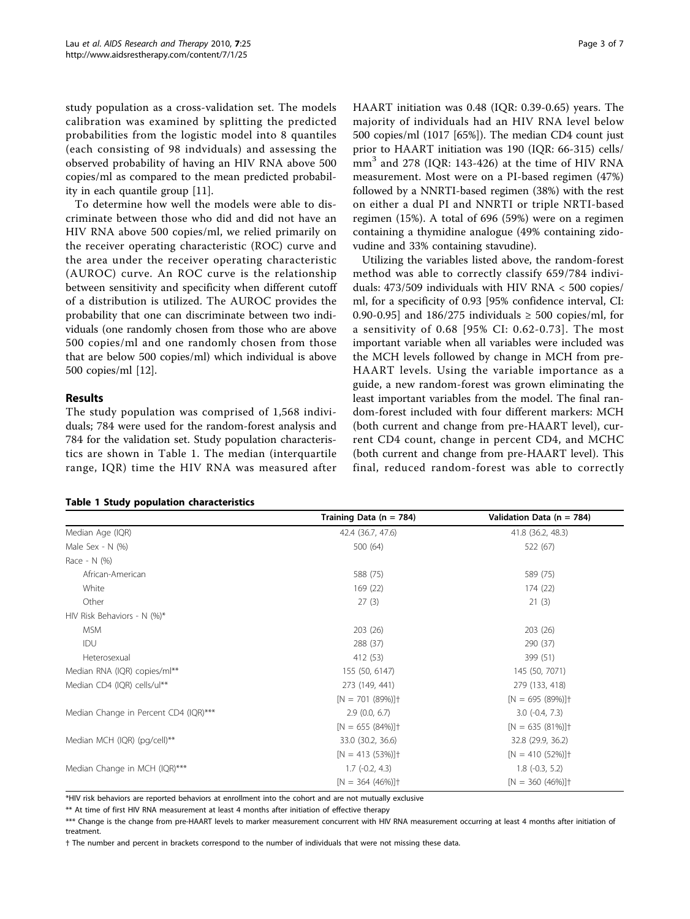study population as a cross-validation set. The models calibration was examined by splitting the predicted probabilities from the logistic model into 8 quantiles (each consisting of 98 indviduals) and assessing the observed probability of having an HIV RNA above 500 copies/ml as compared to the mean predicted probability in each quantile group [11].

To determine how well the models were able to discriminate between those who did and did not have an HIV RNA above 500 copies/ml, we relied primarily on the receiver operating characteristic (ROC) curve and the area under the receiver operating characteristic (AUROC) curve. An ROC curve is the relationship between sensitivity and specificity when different cutoff of a distribution is utilized. The AUROC provides the probability that one can discriminate between two individuals (one randomly chosen from those who are above 500 copies/ml and one randomly chosen from those that are below 500 copies/ml) which individual is above 500 copies/ml [12].

## Results

The study population was comprised of 1,568 individuals; 784 were used for the random-forest analysis and 784 for the validation set. Study population characteristics are shown in Table 1. The median (interquartile range, IQR) time the HIV RNA was measured after HAART initiation was 0.48 (IQR: 0.39-0.65) years. The majority of individuals had an HIV RNA level below 500 copies/ml (1017 [65%]). The median CD4 count just prior to HAART initiation was 190 (IQR: 66-315) cells/mm$^3$ and 278 (IQR: 143-426) at the time of HIV RNA measurement. Most were on a PI-based regimen (47%) followed by a NNRTI-based regimen (38%) with the rest on either a dual PI and NNRTI or triple NRTI-based regimen (15%). A total of 696 (59%) were on a regimen containing a thymidine analogue (49% containing zidovudine and 33% containing stavudine).

Utilizing the variables listed above, the random-forest method was able to correctly classify 659/784 individuals: 473/509 individuals with HIV RNA < 500 copies/ml, for a specificity of 0.93 [95% confidence interval, CI: 0.90-0.95] and 186/275 individuals ≥ 500 copies/ml, for a sensitivity of 0.68 [95% CI: 0.62-0.73]. The most important variable when all variables were included was the MCH levels followed by change in MCH from pre-HAART levels. Using the variable importance as a guide, a new random-forest was grown eliminating the least important variables from the model. The final random-forest included with four different markers: MCH (both current and change from pre-HAART level), current CD4 count, change in percent CD4, and MCHC (both current and change from pre-HAART level). This final, reduced random-forest was able to correctly

**Table 1 Study population characteristics**

| | Training Data (n = 784) | Validation Data (n = 784) |
|---|---|---|
| Median Age (IQR) | 42.4 (36.7, 47.6) | 41.8 (36.2, 48.3) |
| Male Sex - N (%) | 500 (64) | 522 (67) |
| Race - N (%) | | |
| African-American | 588 (75) | 589 (75) |
| White | 169 (22) | 174 (22) |
| Other | 27 (3) | 21 (3) |
| HIV Risk Behaviors - N (%)* | | |
| MSM | 203 (26) | 203 (26) |
| IDU | 288 (37) | 290 (37) |
| Heterosexual | 412 (53) | 399 (51) |
| Median RNA (IQR) copies/ml** | 155 (50, 6147) | 145 (50, 7071) |
| Median CD4 (IQR) cells/ul** | 273 (149, 441) | 279 (133, 418) |
| | [N = 701 (89%)]† | [N = 695 (89%)]† |
| Median Change in Percent CD4 (IQR)*** | 2.9 (0.0, 6.7) | 3.0 (-0.4, 7.3) |
| | [N = 655 (84%)]† | [N = 635 (81%)]† |
| Median MCH (IQR) (pg/cell)** | 33.0 (30.2, 36.6) | 32.8 (29.9, 36.2) |
| | [N = 413 (53%)]† | [N = 410 (52%)]† |
| Median Change in MCH (IQR)*** | 1.7 (-0.2, 4.3) | 1.8 (-0.3, 5.2) |
| | [N = 364 (46%)]† | [N = 360 (46%)]† |

*HIV risk behaviors are reported behaviors at enrollment into the cohort and are not mutually exclusive

** At time of first HIV RNA measurement at least 4 months after initiation of effective therapy

*** Change is the change from pre-HAART levels to marker measurement concurrent with HIV RNA measurement occurring at least 4 months after initiation of treatment.

† The number and percent in brackets correspond to the number of individuals that were not missing these data.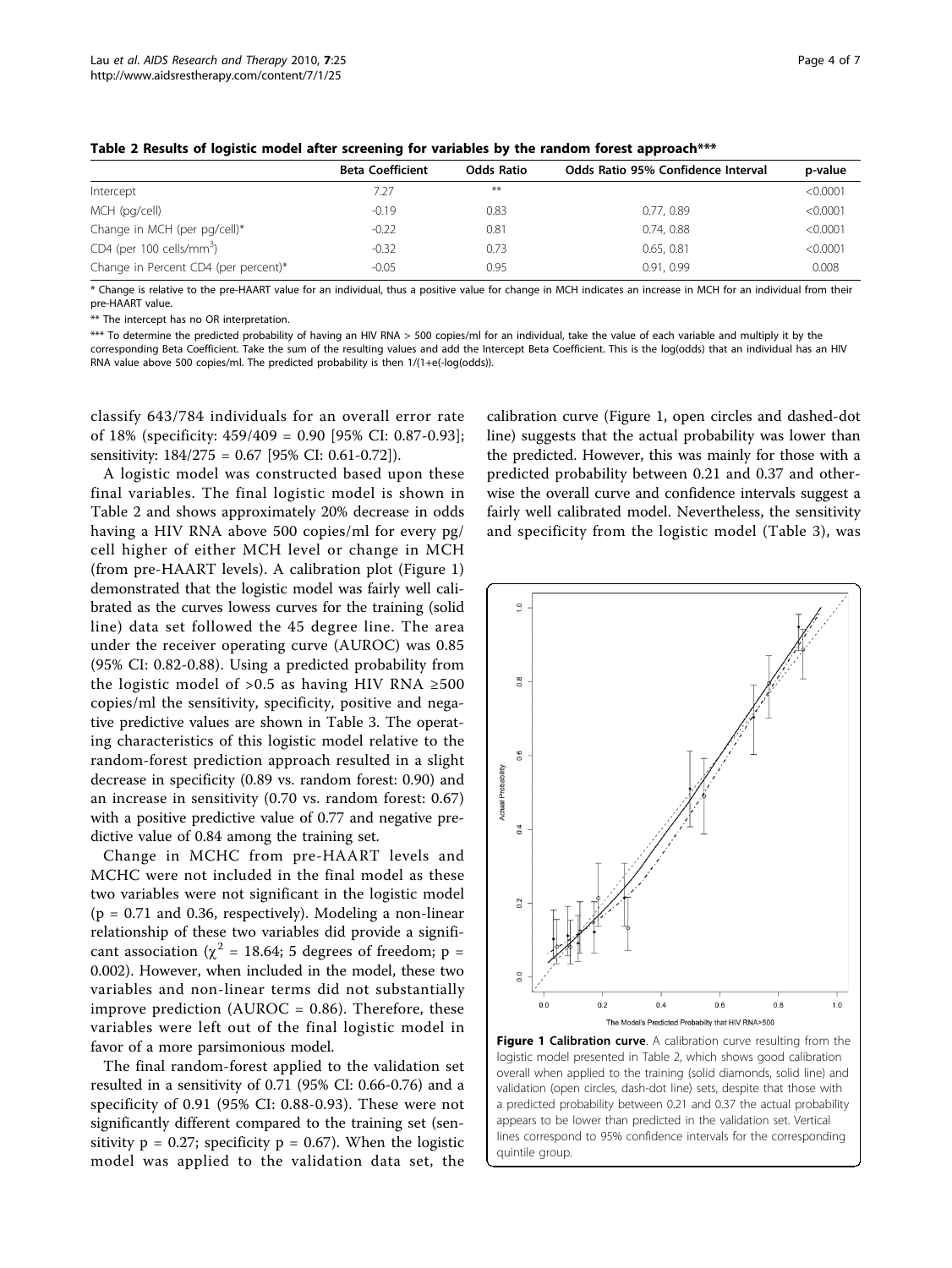**Table 2 Results of logistic model after screening for variables by the random forest approach*****

| | Beta Coefficient | Odds Ratio | Odds Ratio 95% Confidence Interval | p-value |
|---|---|---|---|---|
| Intercept | 7.27 | ** | | <0.0001 |
| MCH (pg/cell) | -0.19 | 0.83 | 0.77, 0.89 | <0.0001 |
| Change in MCH (per pg/cell)* | -0.22 | 0.81 | 0.74, 0.88 | <0.0001 |
| CD4 (per 100 cells/mm$^3$) | -0.32 | 0.73 | 0.65, 0.81 | <0.0001 |
| Change in Percent CD4 (per percent)* | -0.05 | 0.95 | 0.91, 0.99 | 0.008 |

\* Change is relative to the pre-HAART value for an individual, thus a positive value for change in MCH indicates an increase in MCH for an individual from their pre-HAART value.

\*\* The intercept has no OR interpretation.

\*\*\* To determine the predicted probability of having an HIV RNA > 500 copies/ml for an individual, take the value of each variable and multiply it by the corresponding Beta Coefficient. Take the sum of the resulting values and add the Intercept Beta Coefficient. This is the log(odds) that an individual has an HIV RNA value above 500 copies/ml. The predicted probability is then 1/(1+e(-log(odds)).

classify 643/784 individuals for an overall error rate of 18% (specificity: 459/409 = 0.90 [95% CI: 0.87-0.93]; sensitivity: 184/275 = 0.67 [95% CI: 0.61-0.72]).

A logistic model was constructed based upon these final variables. The final logistic model is shown in Table 2 and shows approximately 20% decrease in odds having a HIV RNA above 500 copies/ml for every pg/cell higher of either MCH level or change in MCH (from pre-HAART levels). A calibration plot (Figure 1) demonstrated that the logistic model was fairly well calibrated as the curves lowess curves for the training (solid line) data set followed the 45 degree line. The area under the receiver operating curve (AUROC) was 0.85 (95% CI: 0.82-0.88). Using a predicted probability from the logistic model of >0.5 as having HIV RNA ≥500 copies/ml the sensitivity, specificity, positive and negative predictive values are shown in Table 3. The operating characteristics of this logistic model relative to the random-forest prediction approach resulted in a slight decrease in specificity (0.89 vs. random forest: 0.90) and an increase in sensitivity (0.70 vs. random forest: 0.67) with a positive predictive value of 0.77 and negative predictive value of 0.84 among the training set.

Change in MCHC from pre-HAART levels and MCHC were not included in the final model as these two variables were not significant in the logistic model ($p = 0.71$ and 0.36, respectively). Modeling a non-linear relationship of these two variables did provide a significant association ($\chi^2 = 18.64$; 5 degrees of freedom; $p = 0.002$). However, when included in the model, these two variables and non-linear terms did not substantially improve prediction (AUROC = 0.86). Therefore, these variables were left out of the final logistic model in favor of a more parsimonious model.

The final random-forest applied to the validation set resulted in a sensitivity of 0.71 (95% CI: 0.66-0.76) and a specificity of 0.91 (95% CI: 0.88-0.93). These were not significantly different compared to the training set (sensitivity $p = 0.27$; specificity $p = 0.67$). When the logistic model was applied to the validation data set, the calibration curve (Figure 1, open circles and dashed-dot line) suggests that the actual probability was lower than the predicted. However, this was mainly for those with a predicted probability between 0.21 and 0.37 and otherwise the overall curve and confidence intervals suggest a fairly well calibrated model. Nevertheless, the sensitivity and specificity from the logistic model (Table 3), was

**Figure 1 Calibration curve**. A calibration curve resulting from the logistic model presented in Table 2, which shows good calibration overall when applied to the training (solid diamonds, solid line) and validation (open circles, dash-dot line) sets, despite that those with a predicted probability between 0.21 and 0.37 the actual probability appears to be lower than predicted in the validation set. Vertical lines correspond to 95% confidence intervals for the corresponding quintile group.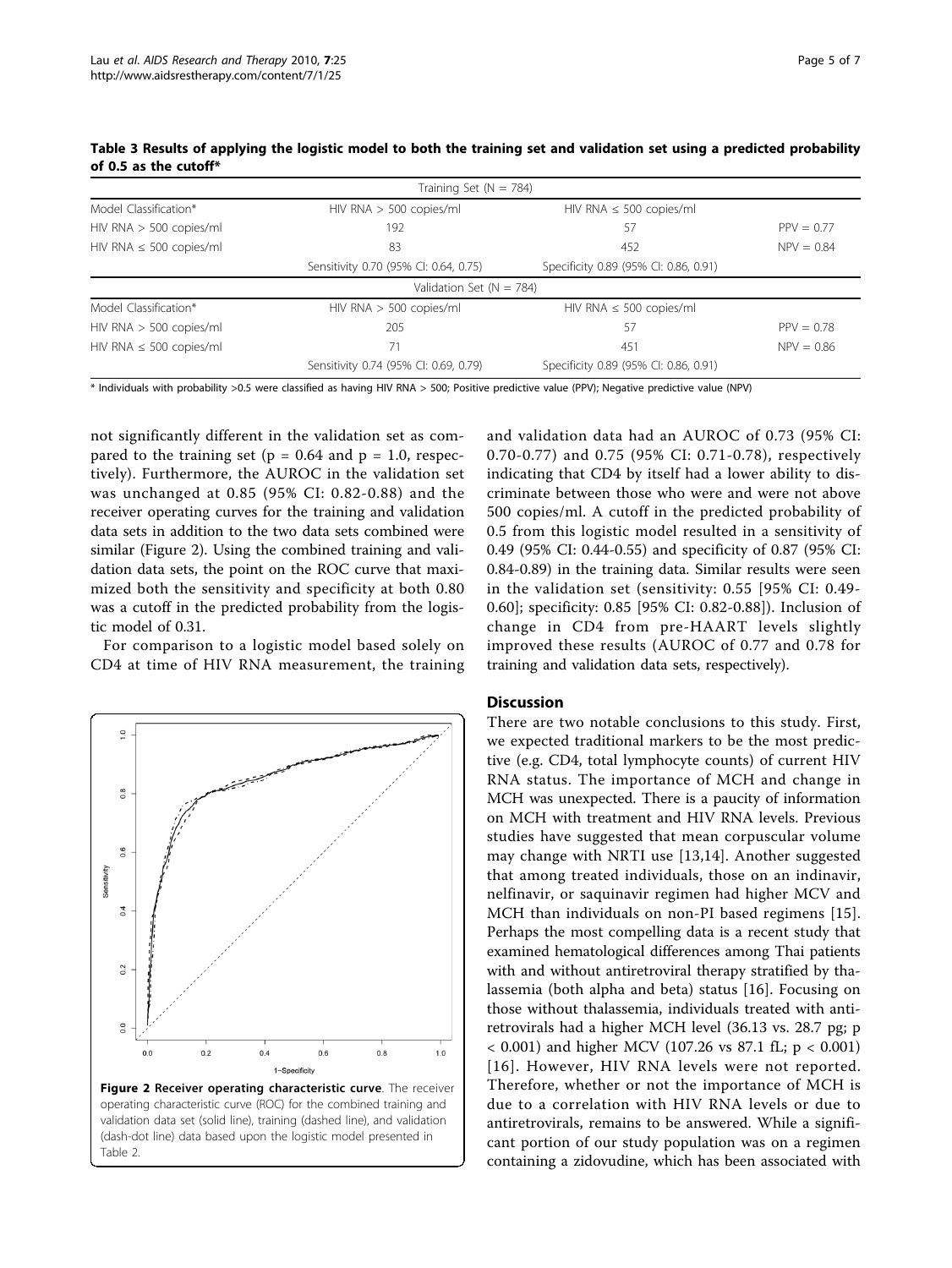**Table 3 Results of applying the logistic model to both the training set and validation set using a predicted probability of 0.5 as the cutoff***

| Training Set (N = 784) | | | |
|---|---|---|---|
| Model Classification* | HIV RNA > 500 copies/ml | HIV RNA ≤ 500 copies/ml | |
| HIV RNA > 500 copies/ml | 192 | 57 | PPV = 0.77 |
| HIV RNA ≤ 500 copies/ml | 83 | 452 | NPV = 0.84 |
| | Sensitivity 0.70 (95% CI: 0.64, 0.75) | Specificity 0.89 (95% CI: 0.86, 0.91) | |
| **Validation Set (N = 784)** | | | |
| Model Classification* | HIV RNA > 500 copies/ml | HIV RNA ≤ 500 copies/ml | |
| HIV RNA > 500 copies/ml | 205 | 57 | PPV = 0.78 |
| HIV RNA ≤ 500 copies/ml | 71 | 451 | NPV = 0.86 |
| | Sensitivity 0.74 (95% CI: 0.69, 0.79) | Specificity 0.89 (95% CI: 0.86, 0.91) | |

\* Individuals with probability >0.5 were classified as having HIV RNA > 500; Positive predictive value (PPV); Negative predictive value (NPV)

not significantly different in the validation set as compared to the training set ($p = 0.64$ and $p = 1.0$, respectively). Furthermore, the AUROC in the validation set was unchanged at 0.85 (95% CI: 0.82-0.88) and the receiver operating curves for the training and validation data sets in addition to the two data sets combined were similar (Figure 2). Using the combined training and validation data sets, the point on the ROC curve that maximized both the sensitivity and specificity at both 0.80 was a cutoff in the predicted probability from the logistic model of 0.31.

For comparison to a logistic model based solely on CD4 at time of HIV RNA measurement, the training and validation data had an AUROC of 0.73 (95% CI: 0.70-0.77) and 0.75 (95% CI: 0.71-0.78), respectively indicating that CD4 by itself had a lower ability to discriminate between those who were and were not above 500 copies/ml. A cutoff in the predicted probability of 0.5 from this logistic model resulted in a sensitivity of 0.49 (95% CI: 0.44-0.55) and specificity of 0.87 (95% CI: 0.84-0.89) in the training data. Similar results were seen in the validation set (sensitivity: 0.55 [95% CI: 0.49-0.60]; specificity: 0.85 [95% CI: 0.82-0.88]). Inclusion of change in CD4 from pre-HAART levels slightly improved these results (AUROC of 0.77 and 0.78 for training and validation data sets, respectively).

**Figure 2 Receiver operating characteristic curve**. The receiver operating characteristic curve (ROC) for the combined training and validation data set (solid line), training (dashed line), and validation (dash-dot line) data based upon the logistic model presented in Table 2.

## Discussion

There are two notable conclusions to this study. First, we expected traditional markers to be the most predictive (e.g. CD4, total lymphocyte counts) of current HIV RNA status. The importance of MCH and change in MCH was unexpected. There is a paucity of information on MCH with treatment and HIV RNA levels. Previous studies have suggested that mean corpuscular volume may change with NRTI use [13,14]. Another suggested that among treated individuals, those on an indinavir, nelfinavir, or saquinavir regimen had higher MCV and MCH than individuals on non-PI based regimens [15]. Perhaps the most compelling data is a recent study that examined hematological differences among Thai patients with and without antiretroviral therapy stratified by thalassemia (both alpha and beta) status [16]. Focusing on those without thalassemia, individuals treated with antiretrovirals had a higher MCH level (36.13 vs. 28.7 pg; $p < 0.001$) and higher MCV (107.26 vs 87.1 fL; $p < 0.001$) [16]. However, HIV RNA levels were not reported. Therefore, whether or not the importance of MCH is due to a correlation with HIV RNA levels or due to antiretrovirals, remains to be answered. While a significant portion of our study population was on a regimen containing a zidovudine, which has been associated with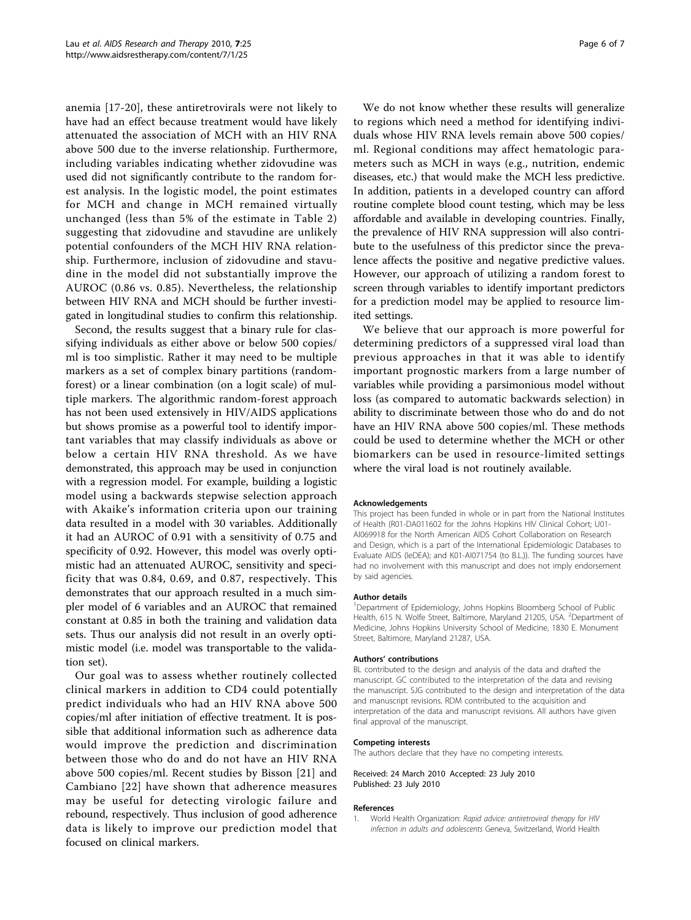anemia [17-20], these antiretrovirals were not likely to have had an effect because treatment would have likely attenuated the association of MCH with an HIV RNA above 500 due to the inverse relationship. Furthermore, including variables indicating whether zidovudine was used did not significantly contribute to the random forest analysis. In the logistic model, the point estimates for MCH and change in MCH remained virtually unchanged (less than 5% of the estimate in Table 2) suggesting that zidovudine and stavudine are unlikely potential confounders of the MCH HIV RNA relationship. Furthermore, inclusion of zidovudine and stavudine in the model did not substantially improve the AUROC (0.86 vs. 0.85). Nevertheless, the relationship between HIV RNA and MCH should be further investigated in longitudinal studies to confirm this relationship.

Second, the results suggest that a binary rule for classifying individuals as either above or below 500 copies/ml is too simplistic. Rather it may need to be multiple markers as a set of complex binary partitions (random-forest) or a linear combination (on a logit scale) of multiple markers. The algorithmic random-forest approach has not been used extensively in HIV/AIDS applications but shows promise as a powerful tool to identify important variables that may classify individuals as above or below a certain HIV RNA threshold. As we have demonstrated, this approach may be used in conjunction with a regression model. For example, building a logistic model using a backwards stepwise selection approach with Akaike's information criteria upon our training data resulted in a model with 30 variables. Additionally it had an AUROC of 0.91 with a sensitivity of 0.75 and specificity of 0.92. However, this model was overly optimistic had an attenuated AUROC, sensitivity and specificity that was 0.84, 0.69, and 0.87, respectively. This demonstrates that our approach resulted in a much simpler model of 6 variables and an AUROC that remained constant at 0.85 in both the training and validation data sets. Thus our analysis did not result in an overly optimistic model (i.e. model was transportable to the validation set).

Our goal was to assess whether routinely collected clinical markers in addition to CD4 could potentially predict individuals who had an HIV RNA above 500 copies/ml after initiation of effective treatment. It is possible that additional information such as adherence data would improve the prediction and discrimination between those who do and do not have an HIV RNA above 500 copies/ml. Recent studies by Bisson [21] and Cambiano [22] have shown that adherence measures may be useful for detecting virologic failure and rebound, respectively. Thus inclusion of good adherence data is likely to improve our prediction model that focused on clinical markers.

We do not know whether these results will generalize to regions which need a method for identifying individuals whose HIV RNA levels remain above 500 copies/ml. Regional conditions may affect hematologic parameters such as MCH in ways (e.g., nutrition, endemic diseases, etc.) that would make the MCH less predictive. In addition, patients in a developed country can afford routine complete blood count testing, which may be less affordable and available in developing countries. Finally, the prevalence of HIV RNA suppression will also contribute to the usefulness of this predictor since the prevalence affects the positive and negative predictive values. However, our approach of utilizing a random forest to screen through variables to identify important predictors for a prediction model may be applied to resource limited settings.

We believe that our approach is more powerful for determining predictors of a suppressed viral load than previous approaches in that it was able to identify important prognostic markers from a large number of variables while providing a parsimonious model without loss (as compared to automatic backwards selection) in ability to discriminate between those who do and do not have an HIV RNA above 500 copies/ml. These methods could be used to determine whether the MCH or other biomarkers can be used in resource-limited settings where the viral load is not routinely available.

#### Acknowledgements

This project has been funded in whole or in part from the National Institutes of Health (R01-DA011602 for the Johns Hopkins HIV Clinical Cohort; U01-AI069918 for the North American AIDS Cohort Collaboration on Research and Design, which is a part of the International Epidemiologic Databases to Evaluate AIDS (IeDEA); and K01-AI071754 (to B.L.)). The funding sources have had no involvement with this manuscript and does not imply endorsement by said agencies.

#### Author details

[1]Department of Epidemiology, Johns Hopkins Bloomberg School of Public Health, 615 N. Wolfe Street, Baltimore, Maryland 21205, USA. [2]Department of Medicine, Johns Hopkins University School of Medicine, 1830 E. Monument Street, Baltimore, Maryland 21287, USA.

#### Authors' contributions

BL contributed to the design and analysis of the data and drafted the manuscript. GC contributed to the interpretation of the data and revising the manuscript. SJG contributed to the design and interpretation of the data and manuscript revisions. RDM contributed to the acquisition and interpretation of the data and manuscript revisions. All authors have given final approval of the manuscript.

#### Competing interests

The authors declare that they have no competing interests.

Received: 24 March 2010 Accepted: 23 July 2010
Published: 23 July 2010

#### References

1. World Health Organization: *Rapid advice: antiretroviral therapy for HIV infection in adults and adolescents* Geneva, Switzerland, World Health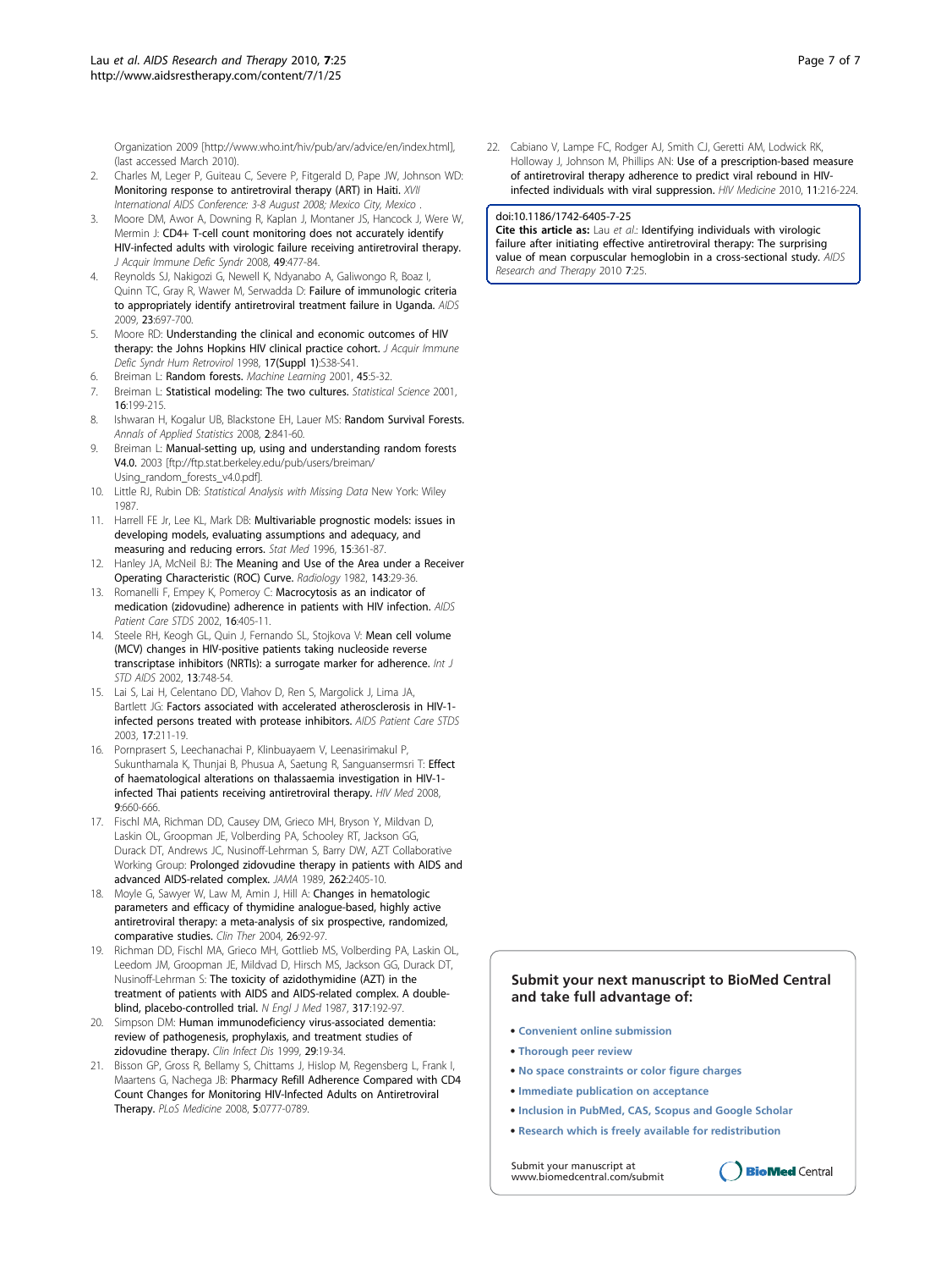Organization 2009 [http://www.who.int/hiv/pub/arv/advice/en/index.html], (last accessed March 2010).

2. Charles M, Leger P, Guiteau C, Severe P, Fitgerald D, Pape JW, Johnson WD: **Monitoring response to antiretroviral therapy (ART) in Haiti.** *XVII International AIDS Conference: 3-8 August 2008; Mexico City, Mexico* .
3. Moore DM, Awor A, Downing R, Kaplan J, Montaner JS, Hancock J, Were W, Mermin J: **CD4+ T-cell count monitoring does not accurately identify HIV-infected adults with virologic failure receiving antiretroviral therapy.** *J Acquir Immune Defic Syndr* 2008, **49**:477-84.
4. Reynolds SJ, Nakigozi G, Newell K, Ndyanabo A, Galiwongo R, Boaz I, Quinn TC, Gray R, Wawer M, Serwadda D: **Failure of immunologic criteria to appropriately identify antiretroviral treatment failure in Uganda.** *AIDS* 2009, **23**:697-700.
5. Moore RD: **Understanding the clinical and economic outcomes of HIV therapy: the Johns Hopkins HIV clinical practice cohort.** *J Acquir Immune Defic Syndr Hum Retrovirol* 1998, **17(Suppl 1)**:S38-S41.
6. Breiman L: **Random forests.** *Machine Learning* 2001, **45**:5-32.
7. Breiman L: **Statistical modeling: The two cultures.** *Statistical Science* 2001, **16**:199-215.
8. Ishwaran H, Kogalur UB, Blackstone EH, Lauer MS: **Random Survival Forests.** *Annals of Applied Statistics* 2008, **2**:841-60.
9. Breiman L: **Manual-setting up, using and understanding random forests V4.0.** 2003 [ftp://ftp.stat.berkeley.edu/pub/users/breiman/Using_random_forests_v4.0.pdf].
10. Little RJ, Rubin DB: *Statistical Analysis with Missing Data* New York: Wiley 1987.
11. Harrell FE Jr, Lee KL, Mark DB: **Multivariable prognostic models: issues in developing models, evaluating assumptions and adequacy, and measuring and reducing errors.** *Stat Med* 1996, **15**:361-87.
12. Hanley JA, McNeil BJ: **The Meaning and Use of the Area under a Receiver Operating Characteristic (ROC) Curve.** *Radiology* 1982, **143**:29-36.
13. Romanelli F, Empey K, Pomeroy C: **Macrocytosis as an indicator of medication (zidovudine) adherence in patients with HIV infection.** *AIDS Patient Care STDS* 2002, **16**:405-11.
14. Steele RH, Keogh GL, Quin J, Fernando SL, Stojkova V: **Mean cell volume (MCV) changes in HIV-positive patients taking nucleoside reverse transcriptase inhibitors (NRTIs): a surrogate marker for adherence.** *Int J STD AIDS* 2002, **13**:748-54.
15. Lai S, Lai H, Celentano DD, Vlahov D, Ren S, Margolick J, Lima JA, Bartlett JG: **Factors associated with accelerated atherosclerosis in HIV-1-infected persons treated with protease inhibitors.** *AIDS Patient Care STDS* 2003, **17**:211-19.
16. Pornprasert S, Leechanachai P, Klinbuayaem V, Leenasirimakul P, Sukunthamala K, Thunjai B, Phusua A, Saetung R, Sanguansermsri T: **Effect of haematological alterations on thalassaemia investigation in HIV-1-infected Thai patients receiving antiretroviral therapy.** *HIV Med* 2008, **9**:660-666.
17. Fischl MA, Richman DD, Causey DM, Grieco MH, Bryson Y, Mildvan D, Laskin OL, Groopman JE, Volberding PA, Schooley RT, Jackson GG, Durack DT, Andrews JC, Nusinoff-Lehrman S, Barry DW, AZT Collaborative Working Group: **Prolonged zidovudine therapy in patients with AIDS and advanced AIDS-related complex.** *JAMA* 1989, **262**:2405-10.
18. Moyle G, Sawyer W, Law M, Amin J, Hill A: **Changes in hematologic parameters and efficacy of thymidine analogue-based, highly active antiretroviral therapy: a meta-analysis of six prospective, randomized, comparative studies.** *Clin Ther* 2004, **26**:92-97.
19. Richman DD, Fischl MA, Grieco MH, Gottlieb MS, Volberding PA, Laskin OL, Leedom JM, Groopman JE, Mildvad D, Hirsch MS, Jackson GG, Durack DT, Nusinoff-Lehrman S: **The toxicity of azidothymidine (AZT) in the treatment of patients with AIDS and AIDS-related complex. A double-blind, placebo-controlled trial.** *N Engl J Med* 1987, **317**:192-97.
20. Simpson DM: **Human immunodeficiency virus-associated dementia: review of pathogenesis, prophylaxis, and treatment studies of zidovudine therapy.** *Clin Infect Dis* 1999, **29**:19-34.
21. Bisson GP, Gross R, Bellamy S, Chittams J, Hislop M, Regensberg L, Frank I, Maartens G, Nachega JB: **Pharmacy Refill Adherence Compared with CD4 Count Changes for Monitoring HIV-Infected Adults on Antiretroviral Therapy.** *PLoS Medicine* 2008, **5**:0777-0789.
22. Cabiano V, Lampe FC, Rodger AJ, Smith CJ, Geretti AM, Lodwick RK, Holloway J, Johnson M, Phillips AN: **Use of a prescription-based measure of antiretroviral therapy adherence to predict viral rebound in HIV-infected individuals with viral suppression.** *HIV Medicine* 2010, **11**:216-224.

doi:10.1186/1742-6405-7-25

**Cite this article as:** Lau *et al.*: Identifying individuals with virologic failure after initiating effective antiretroviral therapy: The surprising value of mean corpuscular hemoglobin in a cross-sectional study. *AIDS Research and Therapy* 2010 **7**:25.

**Submit your next manuscript to BioMed Central and take full advantage of:**

- **Convenient online submission**
- **Thorough peer review**
- **No space constraints or color figure charges**
- **Immediate publication on acceptance**
- **Inclusion in PubMed, CAS, Scopus and Google Scholar**
- **Research which is freely available for redistribution**

Submit your manuscript at
www.biomedcentral.com/submit

BioMed Central